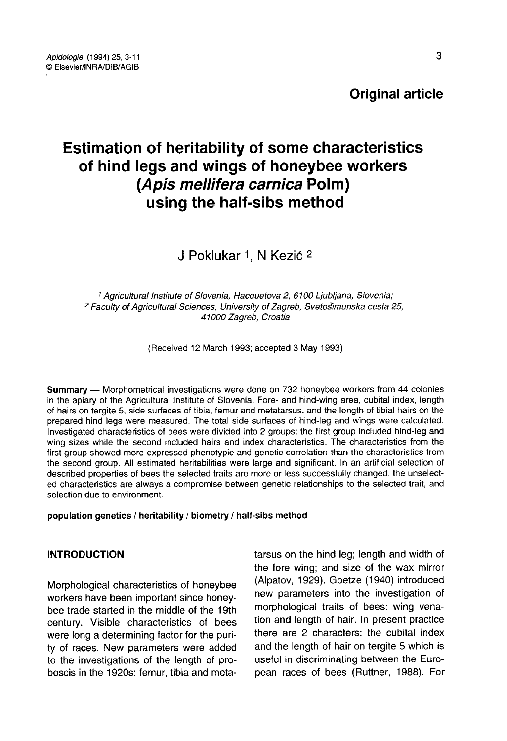**Original article**

# Estimation of heritability of some characteristics of hind legs and wings of honeybee workers (*Apis mellifera carnica* Polm) using the half-sibs method

J Poklukar [1], N Kezić [2]

[1] *Agricultural Institute of Slovenia, Hacquetova 2, 6100 Ljubljana, Slovenia;*
[2] *Faculty of Agricultural Sciences, University of Zagreb, Svetošimunska cesta 25, 41000 Zagreb, Croatia*

(Received 12 March 1993; accepted 3 May 1993)

**Summary** — Morphometrical investigations were done on 732 honeybee workers from 44 colonies in the apiary of the Agricultural Institute of Slovenia. Fore- and hind-wing area, cubital index, length of hairs on tergite 5, side surfaces of tibia, femur and metatarsus, and the length of tibial hairs on the prepared hind legs were measured. The total side surfaces of hind-leg and wings were calculated. Investigated characteristics of bees were divided into 2 groups: the first group included hind-leg and wing sizes while the second included hairs and index characteristics. The characteristics from the first group showed more expressed phenotypic and genetic correlation than the characteristics from the second group. All estimated heritabilities were large and significant. In an artificial selection of described properties of bees the selected traits are more or less successfully changed, the unselected characteristics are always a compromise between genetic relationships to the selected trait, and selection due to environment.

**population genetics / heritability / biometry / half-sibs method**

## INTRODUCTION

Morphological characteristics of honeybee workers have been important since honeybee trade started in the middle of the 19th century. Visible characteristics of bees were long a determining factor for the purity of races. New parameters were added to the investigations of the length of proboscis in the 1920s: femur, tibia and metatarsus on the hind leg; length and width of the fore wing; and size of the wax mirror (Alpatov, 1929). Goetze (1940) introduced new parameters into the investigation of morphological traits of bees: wing venation and length of hair. In present practice there are 2 characters: the cubital index and the length of hair on tergite 5 which is useful in discriminating between the European races of bees (Ruttner, 1988). For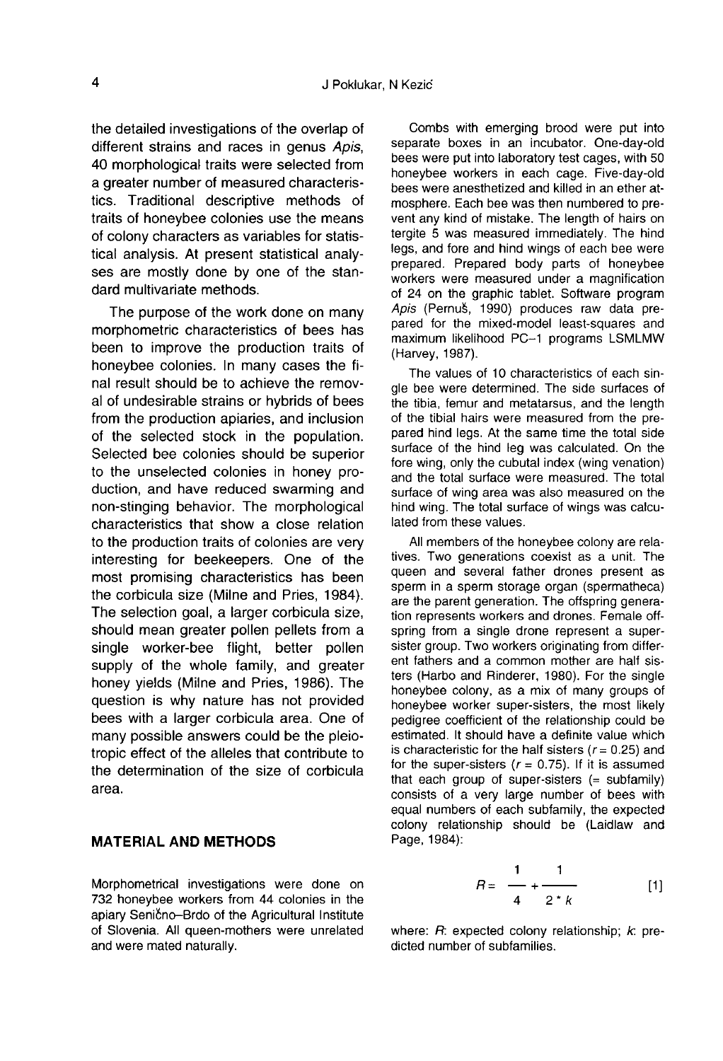the detailed investigations of the overlap of different strains and races in genus *Apis*, 40 morphological traits were selected from a greater number of measured characteristics. Traditional descriptive methods of traits of honeybee colonies use the means of colony characters as variables for statistical analysis. At present statistical analyses are mostly done by one of the standard multivariate methods.

The purpose of the work done on many morphometric characteristics of bees has been to improve the production traits of honeybee colonies. In many cases the final result should be to achieve the removal of undesirable strains or hybrids of bees from the production apiaries, and inclusion of the selected stock in the population. Selected bee colonies should be superior to the unselected colonies in honey production, and have reduced swarming and non-stinging behavior. The morphological characteristics that show a close relation to the production traits of colonies are very interesting for beekeepers. One of the most promising characteristics has been the corbicula size (Milne and Pries, 1984). The selection goal, a larger corbicula size, should mean greater pollen pellets from a single worker-bee flight, better pollen supply of the whole family, and greater honey yields (Milne and Pries, 1986). The question is why nature has not provided bees with a larger corbicula area. One of many possible answers could be the pleiotropic effect of the alleles that contribute to the determination of the size of corbicula area.

## MATERIAL AND METHODS

Morphometrical investigations were done on 732 honeybee workers from 44 colonies in the apiary Senično–Brdo of the Agricultural Institute of Slovenia. All queen-mothers were unrelated and were mated naturally.

Combs with emerging brood were put into separate boxes in an incubator. One-day-old bees were put into laboratory test cages, with 50 honeybee workers in each cage. Five-day-old bees were anesthetized and killed in an ether atmosphere. Each bee was then numbered to prevent any kind of mistake. The length of hairs on tergite 5 was measured immediately. The hind legs, and fore and hind wings of each bee were prepared. Prepared body parts of honeybee workers were measured under a magnification of 24 on the graphic tablet. Software program *Apis* (Pernuš, 1990) produces raw data prepared for the mixed-model least-squares and maximum likelihood PC–1 programs LSMLMW (Harvey, 1987).

The values of 10 characteristics of each single bee were determined. The side surfaces of the tibia, femur and metatarsus, and the length of the tibial hairs were measured from the prepared hind legs. At the same time the total side surface of the hind leg was calculated. On the fore wing, only the cubutal index (wing venation) and the total surface were measured. The total surface of wing area was also measured on the hind wing. The total surface of wings was calculated from these values.

All members of the honeybee colony are relatives. Two generations coexist as a unit. The queen and several father drones present as sperm in a sperm storage organ (spermatheca) are the parent generation. The offspring generation represents workers and drones. Female offspring from a single drone represent a super-sister group. Two workers originating from different fathers and a common mother are half sisters (Harbo and Rinderer, 1980). For the single honeybee colony, as a mix of many groups of honeybee worker super-sisters, the most likely pedigree coefficient of the relationship could be estimated. It should have a definite value which is characteristic for the half sisters ($r = 0.25$) and for the super-sisters ($r = 0.75$). If it is assumed that each group of super-sisters (= subfamily) consists of a very large number of bees with equal numbers of each subfamily, the expected colony relationship should be (Laidlaw and Page, 1984):

$$R = \frac{1}{4} + \frac{1}{2 * k} \qquad [1]$$

where: $R$: expected colony relationship; $k$: predicted number of subfamilies.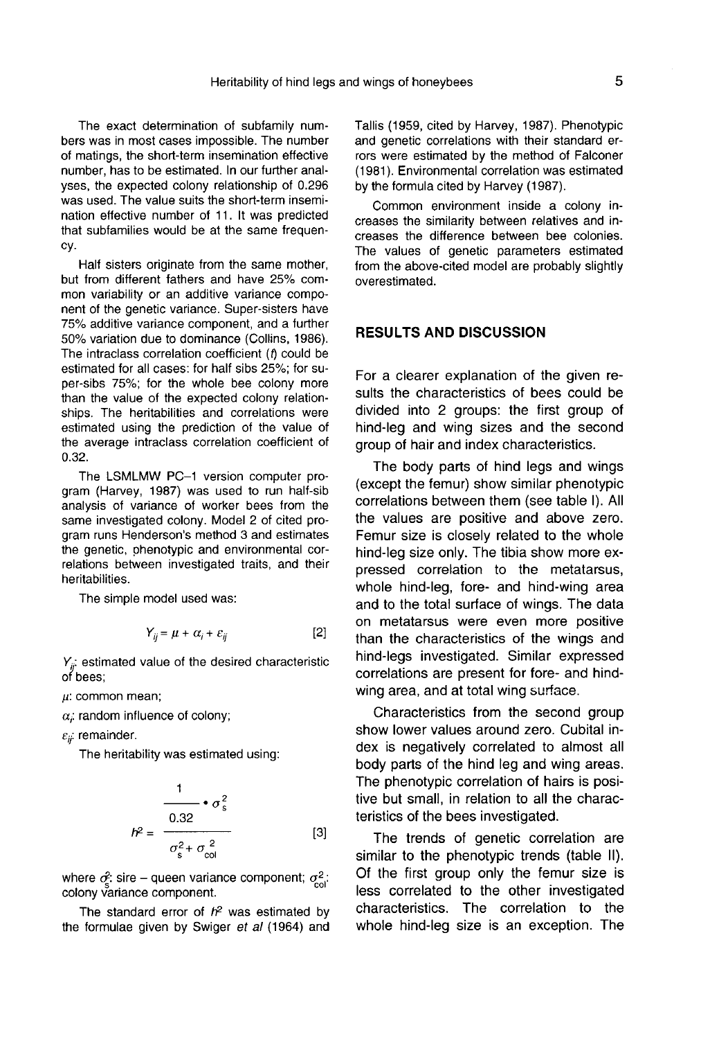The exact determination of subfamily numbers was in most cases impossible. The number of matings, the short-term insemination effective number, has to be estimated. In our further analyses, the expected colony relationship of 0.296 was used. The value suits the short-term insemination effective number of 11. It was predicted that subfamilies would be at the same frequency.

Half sisters originate from the same mother, but from different fathers and have 25% common variability or an additive variance component of the genetic variance. Super-sisters have 75% additive variance component, and a further 50% variation due to dominance (Collins, 1986). The intraclass correlation coefficient ($t$) could be estimated for all cases: for half sibs 25%; for super-sibs 75%; for the whole bee colony more than the value of the expected colony relationships. The heritabilities and correlations were estimated using the prediction of the value of the average intraclass correlation coefficient of 0.32.

The LSMLMW PC-1 version computer program (Harvey, 1987) was used to run half-sib analysis of variance of worker bees from the same investigated colony. Model 2 of cited program runs Henderson's method 3 and estimates the genetic, phenotypic and environmental correlations between investigated traits, and their heritabilities.

The simple model used was:

$$Y_{ij} = \mu + \alpha_i + \varepsilon_{ij} \qquad [2]$$

$Y_{ij}$: estimated value of the desired characteristic of bees;

$\mu$: common mean;

$\alpha_i$: random influence of colony;

$\varepsilon_{ij}$: remainder.

The heritability was estimated using:

$$h^2 = \frac{\frac{1}{0.32} \bullet \sigma_s^2}{\sigma_s^2 + \sigma_{col}^2} \qquad [3]$$

where $\sigma_s^2$: sire – queen variance component; $\sigma_{col}^2$: colony variance component.

The standard error of $h^2$ was estimated by the formulae given by Swiger *et al* (1964) and Tallis (1959, cited by Harvey, 1987). Phenotypic and genetic correlations with their standard errors were estimated by the method of Falconer (1981). Environmental correlation was estimated by the formula cited by Harvey (1987).

Common environment inside a colony increases the similarity between relatives and increases the difference between bee colonies. The values of genetic parameters estimated from the above-cited model are probably slightly overestimated.

## RESULTS AND DISCUSSION

For a clearer explanation of the given results the characteristics of bees could be divided into 2 groups: the first group of hind-leg and wing sizes and the second group of hair and index characteristics.

The body parts of hind legs and wings (except the femur) show similar phenotypic correlations between them (see table I). All the values are positive and above zero. Femur size is closely related to the whole hind-leg size only. The tibia show more expressed correlation to the metatarsus, whole hind-leg, fore- and hind-wing area and to the total surface of wings. The data on metatarsus were even more positive than the characteristics of the wings and hind-legs investigated. Similar expressed correlations are present for fore- and hind-wing area, and at total wing surface.

Characteristics from the second group show lower values around zero. Cubital index is negatively correlated to almost all body parts of the hind leg and wing areas. The phenotypic correlation of hairs is positive but small, in relation to all the characteristics of the bees investigated.

The trends of genetic correlation are similar to the phenotypic trends (table II). Of the first group only the femur size is less correlated to the other investigated characteristics. The correlation to the whole hind-leg size is an exception. The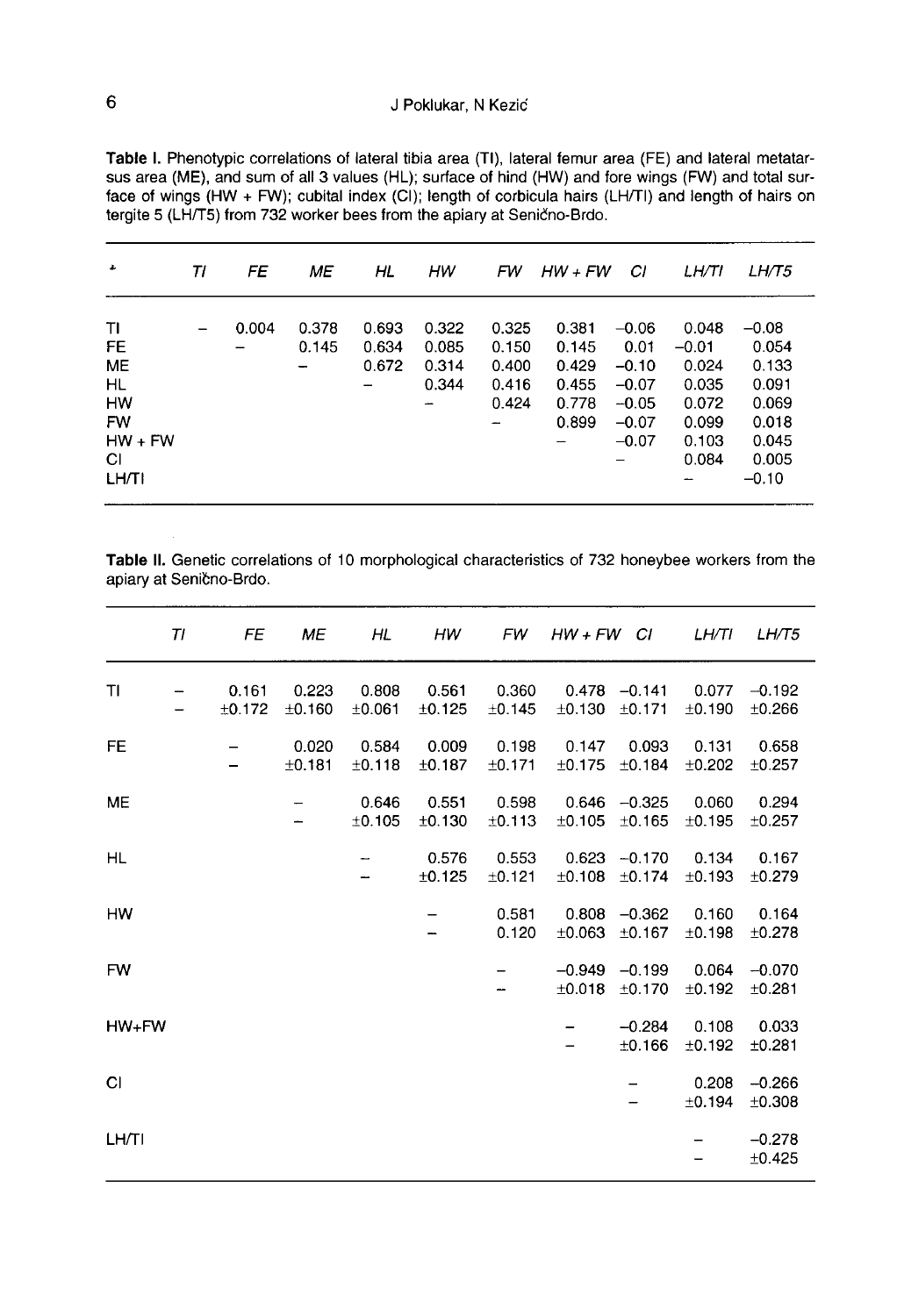**Table I.** Phenotypic correlations of lateral tibia area (TI), lateral femur area (FE) and lateral metatarsus area (ME), and sum of all 3 values (HL); surface of hind (HW) and fore wings (FW) and total surface of wings (HW + FW); cubital index (CI); length of corbicula hairs (LH/TI) and length of hairs on tergite 5 (LH/T5) from 732 worker bees from the apiary at Seničnо-Brdo.

| * | TI | FE | ME | HL | HW | FW | HW + FW | CI | LH/TI | LH/T5 |
|---|---|---|---|---|---|---|---|---|---|---|
| TI | – | 0.004 | 0.378 | 0.693 | 0.322 | 0.325 | 0.381 | –0.06 | 0.048 | –0.08 |
| FE | | – | 0.145 | 0.634 | 0.085 | 0.150 | 0.145 | 0.01 | –0.01 | 0.054 |
| ME | | | – | 0.672 | 0.314 | 0.400 | 0.429 | –0.10 | 0.024 | 0.133 |
| HL | | | | – | 0.344 | 0.416 | 0.455 | –0.07 | 0.035 | 0.091 |
| HW | | | | | – | 0.424 | 0.778 | –0.05 | 0.072 | 0.069 |
| FW | | | | | | – | 0.899 | –0.07 | 0.099 | 0.018 |
| HW + FW | | | | | | | – | –0.07 | 0.103 | 0.045 |
| CI | | | | | | | | – | 0.084 | 0.005 |
| LH/TI | | | | | | | | | – | –0.10 |

**Table II.** Genetic correlations of 10 morphological characteristics of 732 honeybee workers from the apiary at Seničnо-Brdo.

| | TI | FE | ME | HL | HW | FW | HW + FW | CI | LH/TI | LH/T5 |
|---|---|---|---|---|---|---|---|---|---|---|
| TI | – | 0.161 | 0.223 | 0.808 | 0.561 | 0.360 | 0.478 | –0.141 | 0.077 | –0.192 |
| | – | ±0.172 | ±0.160 | ±0.061 | ±0.125 | ±0.145 | ±0.130 | ±0.171 | ±0.190 | ±0.266 |
| FE | | – | 0.020 | 0.584 | 0.009 | 0.198 | 0.147 | 0.093 | 0.131 | 0.658 |
| | | – | ±0.181 | ±0.118 | ±0.187 | ±0.171 | ±0.175 | ±0.184 | ±0.202 | ±0.257 |
| ME | | | – | 0.646 | 0.551 | 0.598 | 0.646 | –0.325 | 0.060 | 0.294 |
| | | | – | ±0.105 | ±0.130 | ±0.113 | ±0.105 | ±0.165 | ±0.195 | ±0.257 |
| HL | | | | – | 0.576 | 0.553 | 0.623 | –0.170 | 0.134 | 0.167 |
| | | | | – | ±0.125 | ±0.121 | ±0.108 | ±0.174 | ±0.193 | ±0.279 |
| HW | | | | | – | 0.581 | 0.808 | –0.362 | 0.160 | 0.164 |
| | | | | | – | 0.120 | ±0.063 | ±0.167 | ±0.198 | ±0.278 |
| FW | | | | | | – | –0.949 | –0.199 | 0.064 | –0.070 |
| | | | | | | – | ±0.018 | ±0.170 | ±0.192 | ±0.281 |
| HW+FW | | | | | | | – | –0.284 | 0.108 | 0.033 |
| | | | | | | | – | ±0.166 | ±0.192 | ±0.281 |
| CI | | | | | | | | – | 0.208 | –0.266 |
| | | | | | | | | – | ±0.194 | ±0.308 |
| LH/TI | | | | | | | | | – | –0.278 |
| | | | | | | | | | – | ±0.425 |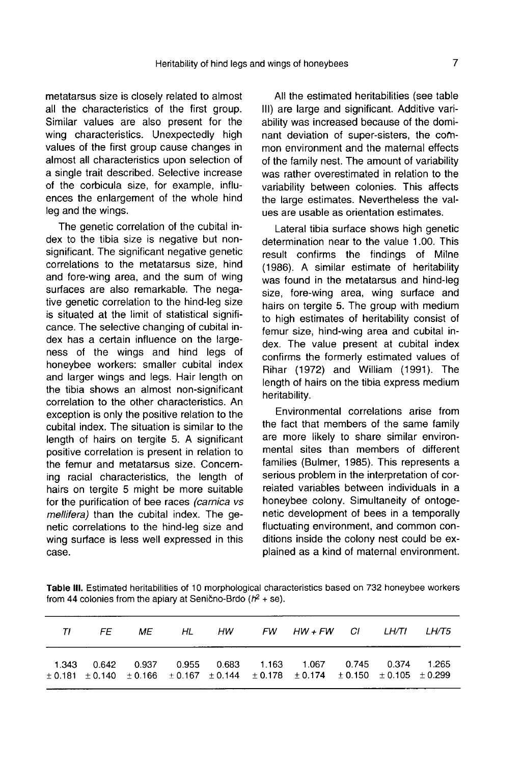metatarsus size is closely related to almost all the characteristics of the first group. Similar values are also present for the wing characteristics. Unexpectedly high values of the first group cause changes in almost all characteristics upon selection of a single trait described. Selective increase of the corbicula size, for example, influences the enlargement of the whole hind leg and the wings.

The genetic correlation of the cubital index to the tibia size is negative but nonsignificant. The significant negative genetic correlations to the metatarsus size, hind and fore-wing area, and the sum of wing surfaces are also remarkable. The negative genetic correlation to the hind-leg size is situated at the limit of statistical significance. The selective changing of cubital index has a certain influence on the largeness of the wings and hind legs of honeybee workers: smaller cubital index and larger wings and legs. Hair length on the tibia shows an almost non-significant correlation to the other characteristics. An exception is only the positive relation to the cubital index. The situation is similar to the length of hairs on tergite 5. A significant positive correlation is present in relation to the femur and metatarsus size. Concerning racial characteristics, the length of hairs on tergite 5 might be more suitable for the purification of bee races *(carnica vs mellifera)* than the cubital index. The genetic correlations to the hind-leg size and wing surface is less well expressed in this case.

All the estimated heritabilities (see table III) are large and significant. Additive variability was increased because of the dominant deviation of super-sisters, the common environment and the maternal effects of the family nest. The amount of variability was rather overestimated in relation to the variability between colonies. This affects the large estimates. Nevertheless the values are usable as orientation estimates.

Lateral tibia surface shows high genetic determination near to the value 1.00. This result confirms the findings of Milne (1986). A similar estimate of heritability was found in the metatarsus and hind-leg size, fore-wing area, wing surface and hairs on tergite 5. The group with medium to high estimates of heritability consist of femur size, hind-wing area and cubital index. The value present at cubital index confirms the formerly estimated values of Rihar (1972) and William (1991). The length of hairs on the tibia express medium heritability.

Environmental correlations arise from the fact that members of the same family are more likely to share similar environmental sites than members of different families (Bulmer, 1985). This represents a serious problem in the interpretation of correlated variables between individuals in a honeybee colony. Simultaneity of ontogenetic development of bees in a temporally fluctuating environment, and common conditions inside the colony nest could be explained as a kind of maternal environment.

**Table III.** Estimated heritabilities of 10 morphological characteristics based on 732 honeybee workers from 44 colonies from the apiary at Senično-Brdo ($h^2$ + se).

| *TI* | *FE* | *ME* | *HL* | *HW* | *FW* | *HW + FW* | *CI* | *LH/TI* | *LH/T5* |
|---|---|---|---|---|---|---|---|---|---|
| 1.343 ± 0.181 | 0.642 ± 0.140 | 0.937 ± 0.166 | 0.955 ± 0.167 | 0.683 ± 0.144 | 1.163 ± 0.178 | 1.067 ± 0.174 | 0.745 ± 0.150 | 0.374 ± 0.105 | 1.265 ± 0.299 |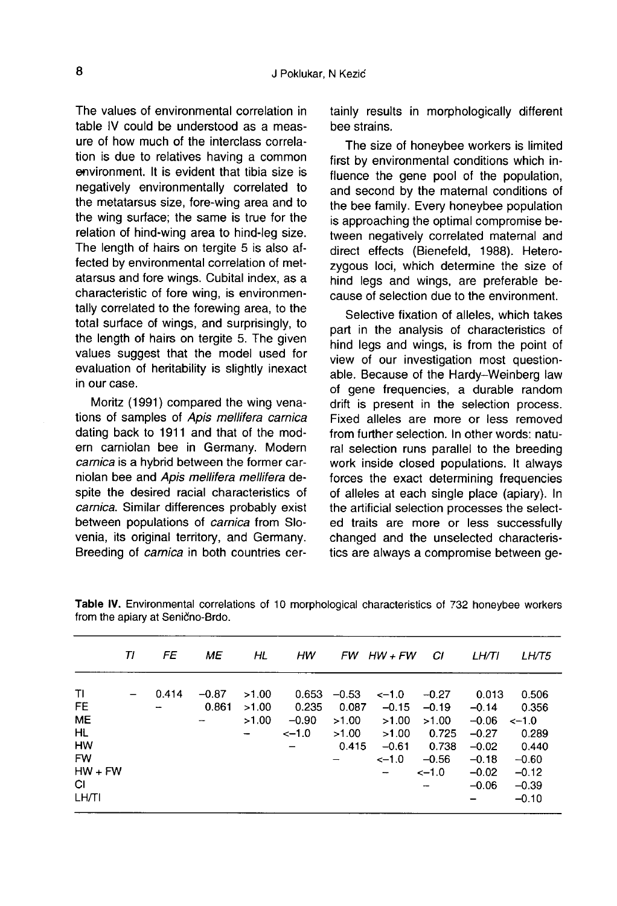The values of environmental correlation in table IV could be understood as a measure of how much of the interclass correlation is due to relatives having a common environment. It is evident that tibia size is negatively environmentally correlated to the metatarsus size, fore-wing area and to the wing surface; the same is true for the relation of hind-wing area to hind-leg size. The length of hairs on tergite 5 is also affected by environmental correlation of metatarsus and fore wings. Cubital index, as a characteristic of fore wing, is environmentally correlated to the forewing area, to the total surface of wings, and surprisingly, to the length of hairs on tergite 5. The given values suggest that the model used for evaluation of heritability is slightly inexact in our case.

Moritz (1991) compared the wing venations of samples of *Apis mellifera carnica* dating back to 1911 and that of the modern carniolan bee in Germany. Modern *carnica* is a hybrid between the former carniolan bee and *Apis mellifera mellifera* despite the desired racial characteristics of *carnica*. Similar differences probably exist between populations of *carnica* from Slovenia, its original territory, and Germany. Breeding of *carnica* in both countries certainly results in morphologically different bee strains.

The size of honeybee workers is limited first by environmental conditions which influence the gene pool of the population, and second by the maternal conditions of the bee family. Every honeybee population is approaching the optimal compromise between negatively correlated maternal and direct effects (Bienefeld, 1988). Heterozygous loci, which determine the size of hind legs and wings, are preferable because of selection due to the environment.

Selective fixation of alleles, which takes part in the analysis of characteristics of hind legs and wings, is from the point of view of our investigation most questionable. Because of the Hardy–Weinberg law of gene frequencies, a durable random drift is present in the selection process. Fixed alleles are more or less removed from further selection. In other words: natural selection runs parallel to the breeding work inside closed populations. It always forces the exact determining frequencies of alleles at each single place (apiary). In the artificial selection processes the selected traits are more or less successfully changed and the unselected characteristics are always a compromise between ge-

**Table IV.** Environmental correlations of 10 morphological characteristics of 732 honeybee workers from the apiary at Senično-Brdo.

| | *TI* | *FE* | *ME* | *HL* | *HW* | *FW* | *HW + FW* | *CI* | *LH/TI* | *LH/T5* |
|---|---|---|---|---|---|---|---|---|---|---|
| TI | – | 0.414 | –0.87 | >1.00 | 0.653 | –0.53 | <–1.0 | –0.27 | 0.013 | 0.506 |
| FE | | – | 0.861 | >1.00 | 0.235 | 0.087 | –0.15 | –0.19 | –0.14 | 0.356 |
| ME | | | – | >1.00 | –0.90 | >1.00 | >1.00 | >1.00 | –0.06 | <–1.0 |
| HL | | | | – | <–1.0 | >1.00 | >1.00 | 0.725 | –0.27 | 0.289 |
| HW | | | | | – | 0.415 | –0.61 | 0.738 | –0.02 | 0.440 |
| FW | | | | | | – | <–1.0 | –0.56 | –0.18 | –0.60 |
| HW + FW | | | | | | | – | <–1.0 | –0.02 | –0.12 |
| CI | | | | | | | | – | –0.06 | –0.39 |
| LH/TI | | | | | | | | | – | –0.10 |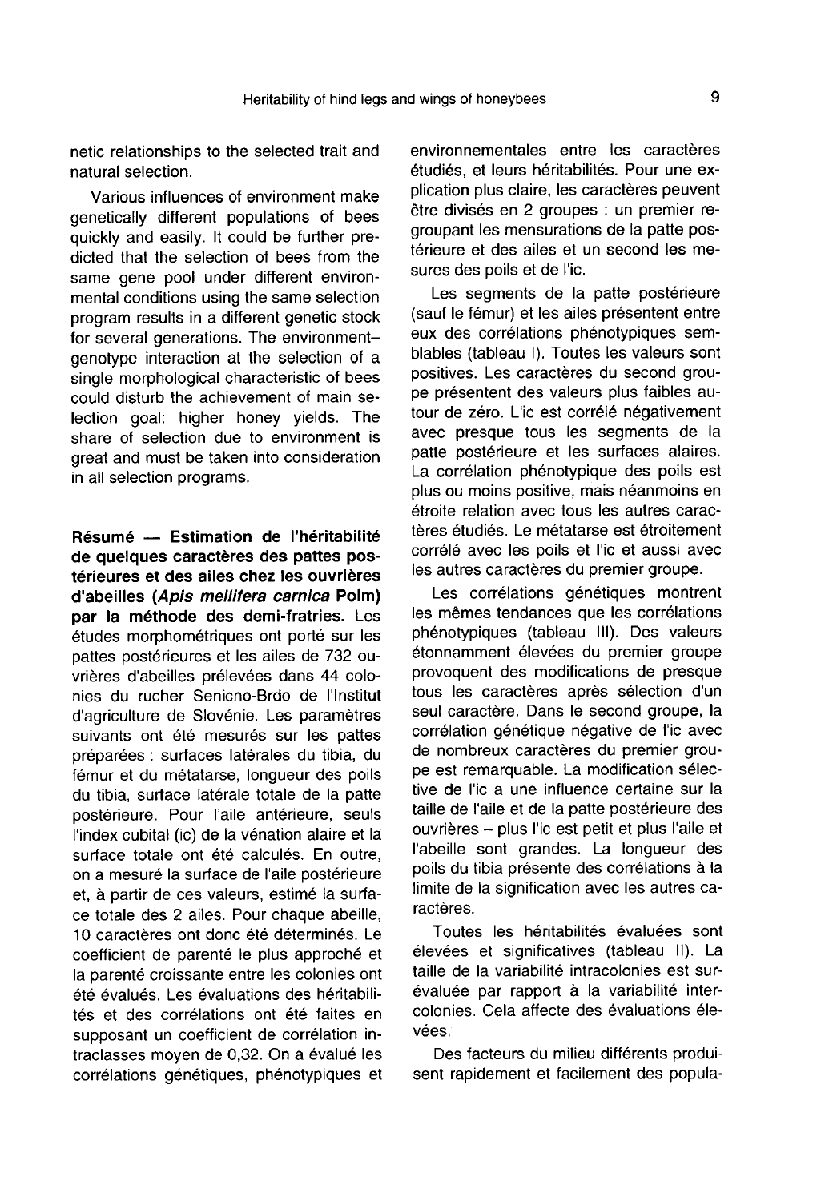netic relationships to the selected trait and natural selection.

Various influences of environment make genetically different populations of bees quickly and easily. It could be further predicted that the selection of bees from the same gene pool under different environmental conditions using the same selection program results in a different genetic stock for several generations. The environment–genotype interaction at the selection of a single morphological characteristic of bees could disturb the achievement of main selection goal: higher honey yields. The share of selection due to environment is great and must be taken into consideration in all selection programs.

**Résumé — Estimation de l'héritabilité de quelques caractères des pattes postérieures et des ailes chez les ouvrières d'abeilles (*Apis mellifera carnica* Polm) par la méthode des demi-fratries.** Les études morphométriques ont porté sur les pattes postérieures et les ailes de 732 ouvrières d'abeilles prélevées dans 44 colonies du rucher Senicno-Brdo de l'Institut d'agriculture de Slovénie. Les paramètres suivants ont été mesurés sur les pattes préparées : surfaces latérales du tibia, du fémur et du métatarse, longueur des poils du tibia, surface latérale totale de la patte postérieure. Pour l'aile antérieure, seuls l'index cubital (ic) de la vénation alaire et la surface totale ont été calculés. En outre, on a mesuré la surface de l'aile postérieure et, à partir de ces valeurs, estimé la surface totale des 2 ailes. Pour chaque abeille, 10 caractères ont donc été déterminés. Le coefficient de parenté le plus approché et la parenté croissante entre les colonies ont été évalués. Les évaluations des héritabilités et des corrélations ont été faites en supposant un coefficient de corrélation intraclasses moyen de 0,32. On a évalué les corrélations génétiques, phénotypiques et environnementales entre les caractères étudiés, et leurs héritabilités. Pour une explication plus claire, les caractères peuvent être divisés en 2 groupes : un premier regroupant les mensurations de la patte postérieure et des ailes et un second les mesures des poils et de l'ic.

Les segments de la patte postérieure (sauf le fémur) et les ailes présentent entre eux des corrélations phénotypiques semblables (tableau I). Toutes les valeurs sont positives. Les caractères du second groupe présentent des valeurs plus faibles autour de zéro. L'ic est corrélé négativement avec presque tous les segments de la patte postérieure et les surfaces alaires. La corrélation phénotypique des poils est plus ou moins positive, mais néanmoins en étroite relation avec tous les autres caractères étudiés. Le métatarse est étroitement corrélé avec les poils et l'ic et aussi avec les autres caractères du premier groupe.

Les corrélations génétiques montrent les mêmes tendances que les corrélations phénotypiques (tableau III). Des valeurs étonnamment élevées du premier groupe provoquent des modifications de presque tous les caractères après sélection d'un seul caractère. Dans le second groupe, la corrélation génétique négative de l'ic avec de nombreux caractères du premier groupe est remarquable. La modification sélective de l'ic a une influence certaine sur la taille de l'aile et de la patte postérieure des ouvrières – plus l'ic est petit et plus l'aile et l'abeille sont grandes. La longueur des poils du tibia présente des corrélations à la limite de la signification avec les autres caractères.

Toutes les héritabilités évaluées sont élevées et significatives (tableau II). La taille de la variabilité intracolonies est surévaluée par rapport à la variabilité intercolonies. Cela affecte des évaluations élevées.

Des facteurs du milieu différents produisent rapidement et facilement des popula-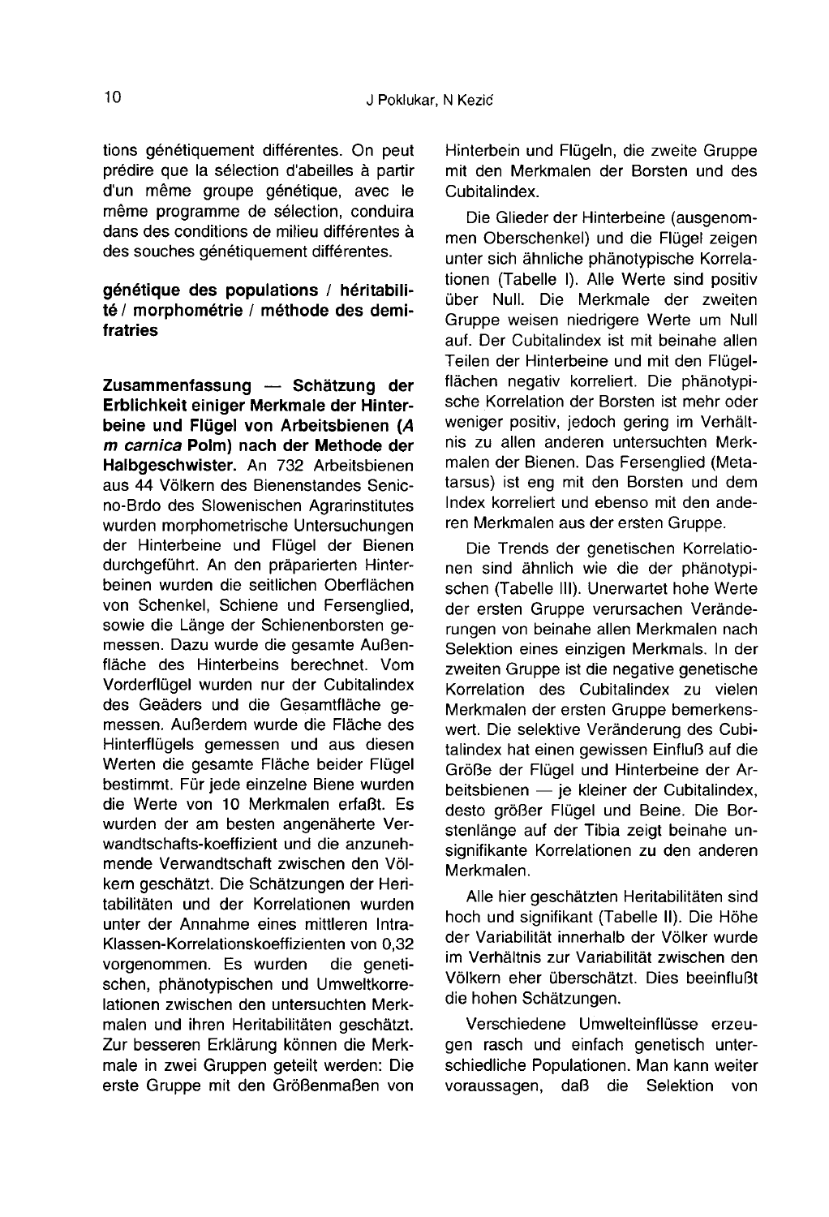tions génétiquement différentes. On peut prédire que la sélection d'abeilles à partir d'un même groupe génétique, avec le même programme de sélection, conduira dans des conditions de milieu différentes à des souches génétiquement différentes.

**génétique des populations / héritabilité / morphométrie / méthode des demi-fratries**

**Zusammenfassung — Schätzung der Erblichkeit einiger Merkmale der Hinterbeine und Flügel von Arbeitsbienen (*A m carnica* Polm) nach der Methode der Halbgeschwister.** An 732 Arbeitsbienen aus 44 Völkern des Bienenstandes Senicno-Brdo des Slowenischen Agrarinstitutes wurden morphometrische Untersuchungen der Hinterbeine und Flügel der Bienen durchgeführt. An den präparierten Hinterbeinen wurden die seitlichen Oberflächen von Schenkel, Schiene und Fersenglied, sowie die Länge der Schienenborsten gemessen. Dazu wurde die gesamte Außenfläche des Hinterbeins berechnet. Vom Vorderflügel wurden nur der Cubitalindex des Geäders und die Gesamtfläche gemessen. Außerdem wurde die Fläche des Hinterflügels gemessen und aus diesen Werten die gesamte Fläche beider Flügel bestimmt. Für jede einzelne Biene wurden die Werte von 10 Merkmalen erfaßt. Es wurden der am besten angenäherte Verwandtschafts-koeffizient und die anzunehmende Verwandtschaft zwischen den Völkern geschätzt. Die Schätzungen der Heritabilitäten und der Korrelationen wurden unter der Annahme eines mittleren Intra-Klassen-Korrelationskoeffizienten von 0,32 vorgenommen. Es wurden die genetischen, phänotypischen und Umweltkorrelationen zwischen den untersuchten Merkmalen und ihren Heritabilitäten geschätzt. Zur besseren Erklärung können die Merkmale in zwei Gruppen geteilt werden: Die erste Gruppe mit den Größenmaßen von Hinterbein und Flügeln, die zweite Gruppe mit den Merkmalen der Borsten und des Cubitalindex.

Die Glieder der Hinterbeine (ausgenommen Oberschenkel) und die Flügel zeigen unter sich ähnliche phänotypische Korrelationen (Tabelle I). Alle Werte sind positiv über Null. Die Merkmale der zweiten Gruppe weisen niedrigere Werte um Null auf. Der Cubitalindex ist mit beinahe allen Teilen der Hinterbeine und mit den Flügelflächen negativ korreliert. Die phänotypische Korrelation der Borsten ist mehr oder weniger positiv, jedoch gering im Verhältnis zu allen anderen untersuchten Merkmalen der Bienen. Das Fersenglied (Metatarsus) ist eng mit den Borsten und dem Index korreliert und ebenso mit den anderen Merkmalen aus der ersten Gruppe.

Die Trends der genetischen Korrelationen sind ähnlich wie die der phänotypischen (Tabelle III). Unerwartet hohe Werte der ersten Gruppe verursachen Veränderungen von beinahe allen Merkmalen nach Selektion eines einzigen Merkmals. In der zweiten Gruppe ist die negative genetische Korrelation des Cubitalindex zu vielen Merkmalen der ersten Gruppe bemerkenswert. Die selektive Veränderung des Cubitalindex hat einen gewissen Einfluß auf die Größe der Flügel und Hinterbeine der Arbeitsbienen — je kleiner der Cubitalindex, desto größer Flügel und Beine. Die Borstenlänge auf der Tibia zeigt beinahe unsignifikante Korrelationen zu den anderen Merkmalen.

Alle hier geschätzten Heritabilitäten sind hoch und signifikant (Tabelle II). Die Höhe der Variabilität innerhalb der Völker wurde im Verhältnis zur Variabilität zwischen den Völkern eher überschätzt. Dies beeinflußt die hohen Schätzungen.

Verschiedene Umwelteinflüsse erzeugen rasch und einfach genetisch unterschiedliche Populationen. Man kann weiter voraussagen, daß die Selektion von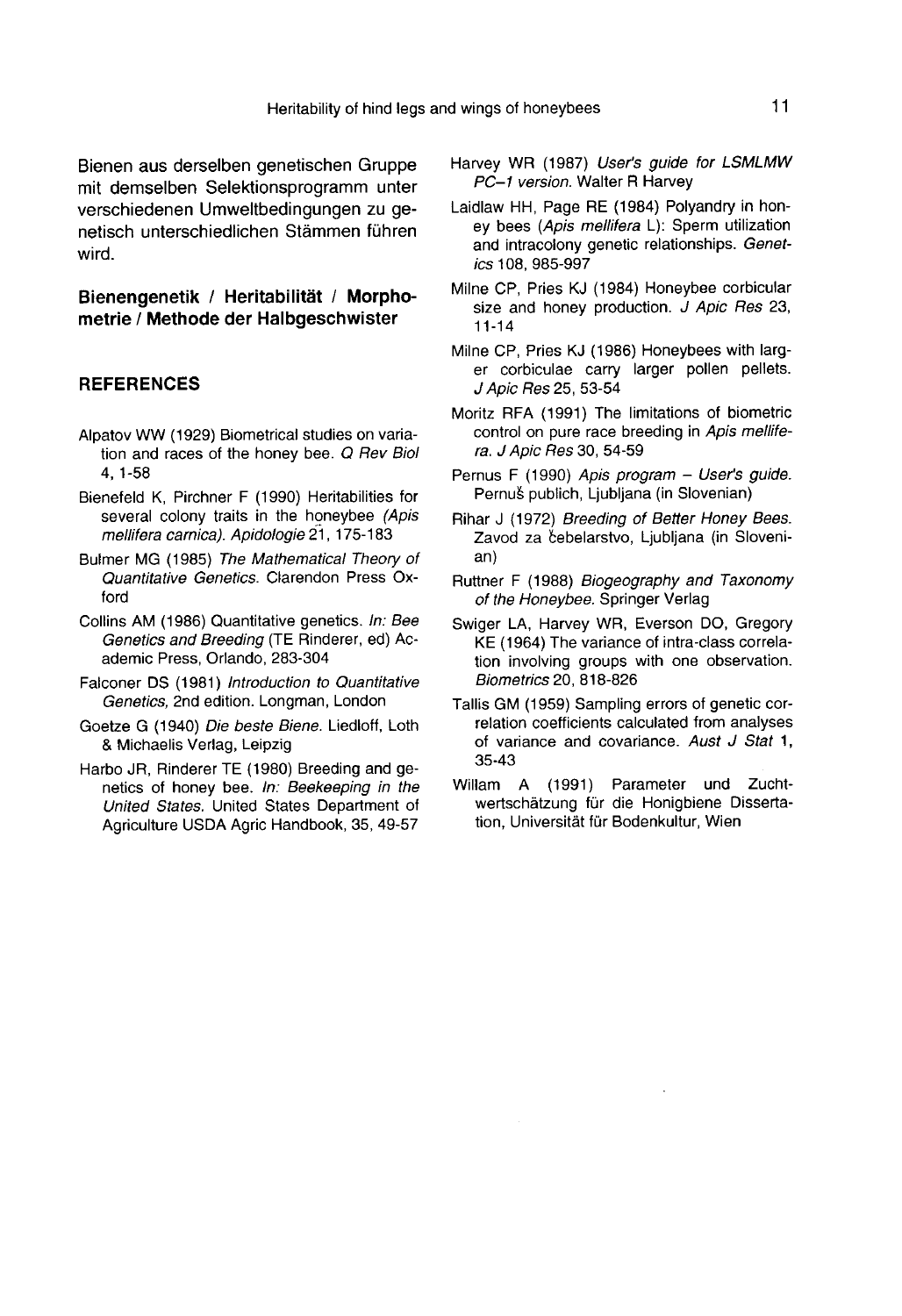Bienen aus derselben genetischen Gruppe mit demselben Selektionsprogramm unter verschiedenen Umweltbedingungen zu genetisch unterschiedlichen Stämmen führen wird.

**Bienengenetik / Heritabilität / Morphometrie / Methode der Halbgeschwister**

## REFERENCES

Alpatov WW (1929) Biometrical studies on variation and races of the honey bee. *Q Rev Biol* 4, 1-58

Bienefeld K, Pirchner F (1990) Heritabilities for several colony traits in the honeybee *(Apis mellifera carnica)*. *Apidologie* 21, 175-183

Bulmer MG (1985) *The Mathematical Theory of Quantitative Genetics*. Clarendon Press Oxford

Collins AM (1986) Quantitative genetics. *In: Bee Genetics and Breeding* (TE Rinderer, ed) Academic Press, Orlando, 283-304

Falconer DS (1981) *Introduction to Quantitative Genetics*, 2nd edition. Longman, London

Goetze G (1940) *Die beste Biene*. Liedloff, Loth & Michaelis Verlag, Leipzig

Harbo JR, Rinderer TE (1980) Breeding and genetics of honey bee. *In: Beekeeping in the United States*. United States Department of Agriculture USDA Agric Handbook, 35, 49-57

Harvey WR (1987) *User's guide for LSMLMW PC–1 version*. Walter R Harvey

Laidlaw HH, Page RE (1984) Polyandry in honey bees (*Apis mellifera* L): Sperm utilization and intracolony genetic relationships. *Genetics* 108, 985-997

Milne CP, Pries KJ (1984) Honeybee corbicular size and honey production. *J Apic Res* 23, 11-14

Milne CP, Pries KJ (1986) Honeybees with larger corbiculae carry larger pollen pellets. *J Apic Res* 25, 53-54

Moritz RFA (1991) The limitations of biometric control on pure race breeding in *Apis mellifera*. *J Apic Res* 30, 54-59

Pernus F (1990) *Apis program – User's guide*. Pernuš publich, Ljubljana (in Slovenian)

Rihar J (1972) *Breeding of Better Honey Bees*. Zavod za čebelarstvo, Ljubljana (in Slovenian)

Ruttner F (1988) *Biogeography and Taxonomy of the Honeybee*. Springer Verlag

Swiger LA, Harvey WR, Everson DO, Gregory KE (1964) The variance of intra-class correlation involving groups with one observation. *Biometrics* 20, 818-826

Tallis GM (1959) Sampling errors of genetic correlation coefficients calculated from analyses of variance and covariance. *Aust J Stat* 1, 35-43

Willam A (1991) Parameter und Zuchtwertschätzung für die Honigbiene Dissertation, Universität für Bodenkultur, Wien